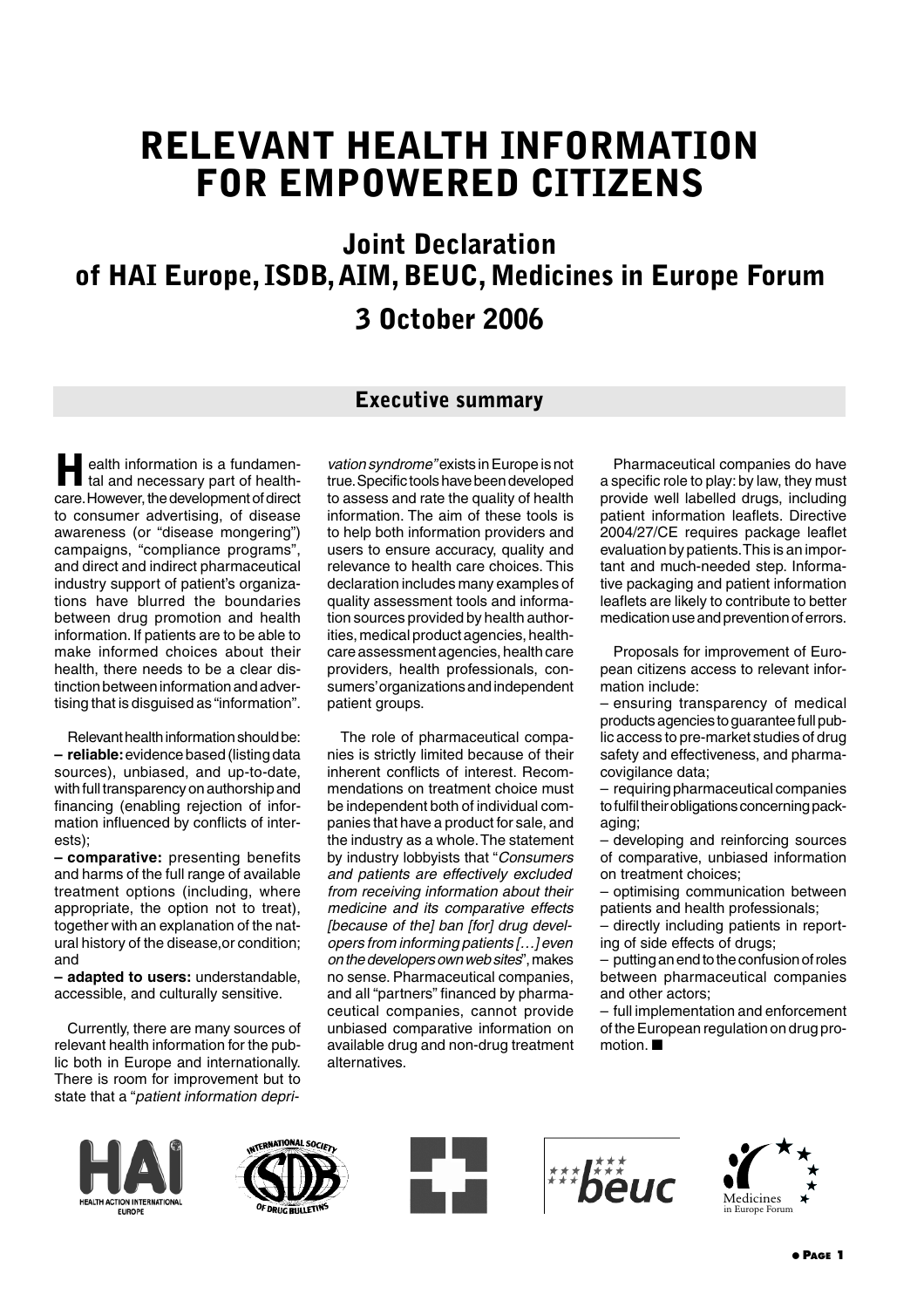# RELEVANT HEALTH INFORMATION FOR EMPOWERED CITIZENS

## Joint Declaration of HAI Europe, ISDB, AIM, BEUC, Medicines in Europe Forum

## 3 October 2006

### Executive summary

Health information is a fundamental and necessary part of healthcare. However, the development of direct to consumer advertising, of disease awareness (or "disease mongering") campaigns, "compliance programs", and direct and indirect pharmaceutical industry support of patient's organizations have blurred the boundaries between drug promotion and health information. If patients are to be able to make informed choices about their health, there needs to be a clear distinction between information and advertising that is disguised as "information".

Relevant health information should be:

– **reliable:** evidence based (listing data sources), unbiased, and up-to-date, with full transparency on authorship and financing (enabling rejection of information influenced by conflicts of interests);

– **comparative:** presenting benefits and harms of the full range of available treatment options (including, where appropriate, the option not to treat), together with an explanation of the natural history of the disease,or condition; and

– **adapted to users:** understandable, accessible, and culturally sensitive.

Currently, there are many sources of relevant health information for the public both in Europe and internationally. There is room for improvement but to state that a "*patient information deprivation syndrome"* exists in Europe is not true. Specific tools have been developed to assess and rate the quality of health information. The aim of these tools is to help both information providers and users to ensure accuracy, quality and relevance to health care choices. This declaration includes many examples of quality assessment tools and information sources provided by health authorities, medical product agencies, healthcare assessment agencies, health care providers, health professionals, consumers' organizations and independent patient groups.

The role of pharmaceutical companies is strictly limited because of their inherent conflicts of interest. Recommendations on treatment choice must be independent both of individual companies that have a product for sale, and the industry as a whole. The statement by industry lobbyists that "*Consumers and patients are effectively excluded from receiving information about their medicine and its comparative effects [because of the] ban [for] drug developers from informing patients […] even on the developers own web sites*", makes no sense. Pharmaceutical companies, and all "partners" financed by pharmaceutical companies, cannot provide unbiased comparative information on available drug and non-drug treatment alternatives.

Pharmaceutical companies do have a specific role to play: by law, they must provide well labelled drugs, including patient information leaflets. Directive 2004/27/CE requires package leaflet evaluation by patients. This is an important and much-needed step. Informative packaging and patient information leaflets are likely to contribute to better medication use and prevention of errors.

Proposals for improvement of European citizens access to relevant information include:

– ensuring transparency of medical products agencies to guarantee full public access to pre-market studies of drug safety and effectiveness, and pharmacovigilance data;

– requiring pharmaceutical companies to fulfil their obligations concerning packaging;

– developing and reinforcing sources of comparative, unbiased information on treatment choices;

– optimising communication between patients and health professionals;

– directly including patients in reporting of side effects of drugs;

– putting an end to the confusion of roles between pharmaceutical companies and other actors;

– full implementation and enforcement of the European regulation on drug promotion. ■

HAI HEALTH ACTION INTERNATIONAL EUROPE — INTERNATIONAL SOCIETY OF DRUG BULLETINS — beuc — Medicines in Europe Forum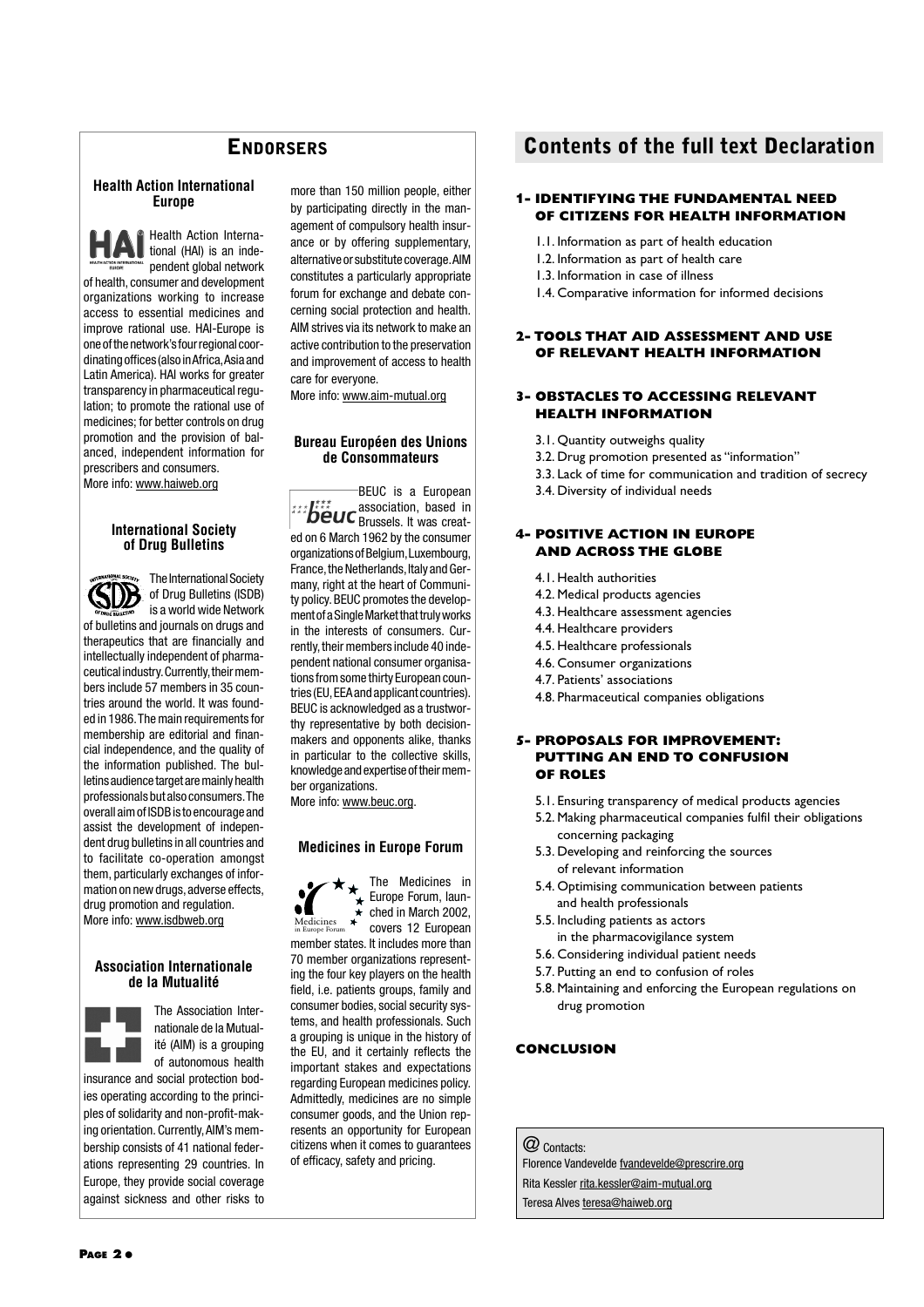## Endorsers

### Health Action International Europe

Health Action International (HAI) is an independent global network of health, consumer and development organizations working to increase access to essential medicines and improve rational use. HAI-Europe is one of the network's four regional coordinating offices (also in Africa, Asia and Latin America). HAI works for greater transparency in pharmaceutical regulation; to promote the rational use of medicines; for better controls on drug promotion and the provision of balanced, independent information for prescribers and consumers.
More info: www.haiweb.org

### International Society of Drug Bulletins

The International Society of Drug Bulletins (ISDB) is a world wide Network of bulletins and journals on drugs and therapeutics that are financially and intellectually independent of pharmaceutical industry. Currently, their members include 57 members in 35 countries around the world. It was founded in 1986. The main requirements for membership are editorial and financial independence, and the quality of the information published. The bulletins audience target are mainly health professionals but also consumers. The overall aim of ISDB is to encourage and assist the development of independent drug bulletins in all countries and to facilitate co-operation amongst them, particularly exchanges of information on new drugs, adverse effects, drug promotion and regulation.
More info: www.isdbweb.org

### Association Internationale de la Mutualité

The Association Internationale de la Mutualité (AIM) is a grouping of autonomous health insurance and social protection bodies operating according to the principles of solidarity and non-profit-making orientation. Currently, AIM's membership consists of 41 national federations representing 29 countries. In Europe, they provide social coverage against sickness and other risks to more than 150 million people, either by participating directly in the management of compulsory health insurance or by offering supplementary, alternative or substitute coverage. AIM constitutes a particularly appropriate forum for exchange and debate concerning social protection and health. AIM strives via its network to make an active contribution to the preservation and improvement of access to health care for everyone.
More info: www.aim-mutual.org

### Bureau Européen des Unions de Consommateurs

BEUC is a European association, based in Brussels. It was created on 6 March 1962 by the consumer organizations of Belgium, Luxembourg, France, the Netherlands, Italy and Germany, right at the heart of Community policy. BEUC promotes the development of a Single Market that truly works in the interests of consumers. Currently, their members include 40 independent national consumer organisations from some thirty European countries (EU, EEA and applicant countries). BEUC is acknowledged as a trustworthy representative by both decision-makers and opponents alike, thanks in particular to the collective skills, knowledge and expertise of their member organizations.
More info: www.beuc.org.

### Medicines in Europe Forum

The Medicines in Europe Forum, launched in March 2002, covers 12 European member states. It includes more than 70 member organizations representing the four key players on the health field, i.e. patients groups, family and consumer bodies, social security systems, and health professionals. Such a grouping is unique in the history of the EU, and it certainly reflects the important stakes and expectations regarding European medicines policy. Admittedly, medicines are no simple consumer goods, and the Union represents an opportunity for European citizens when it comes to guarantees of efficacy, safety and pricing.

## Contents of the full text Declaration

### 1- Identifying the fundamental need of citizens for health information

1.1. Information as part of health education
1.2. Information as part of health care
1.3. Information in case of illness
1.4. Comparative information for informed decisions

### 2- Tools that aid assessment and use of relevant health information

### 3- Obstacles to accessing relevant health information

3.1. Quantity outweighs quality
3.2. Drug promotion presented as "information"
3.3. Lack of time for communication and tradition of secrecy
3.4. Diversity of individual needs

### 4- Positive action in Europe and across the globe

4.1. Health authorities
4.2. Medical products agencies
4.3. Healthcare assessment agencies
4.4. Healthcare providers
4.5. Healthcare professionals
4.6. Consumer organizations
4.7. Patients' associations
4.8. Pharmaceutical companies obligations

### 5- Proposals for improvement: putting an end to confusion of roles

5.1. Ensuring transparency of medical products agencies
5.2. Making pharmaceutical companies fulfil their obligations concerning packaging
5.3. Developing and reinforcing the sources of relevant information
5.4. Optimising communication between patients and health professionals
5.5. Including patients as actors in the pharmacovigilance system
5.6. Considering individual patient needs
5.7. Putting an end to confusion of roles
5.8. Maintaining and enforcing the European regulations on drug promotion

### Conclusion

@ Contacts:
Florence Vandevelde fvandevelde@prescrire.org
Rita Kessler rita.kessler@aim-mutual.org
Teresa Alves teresa@haiweb.org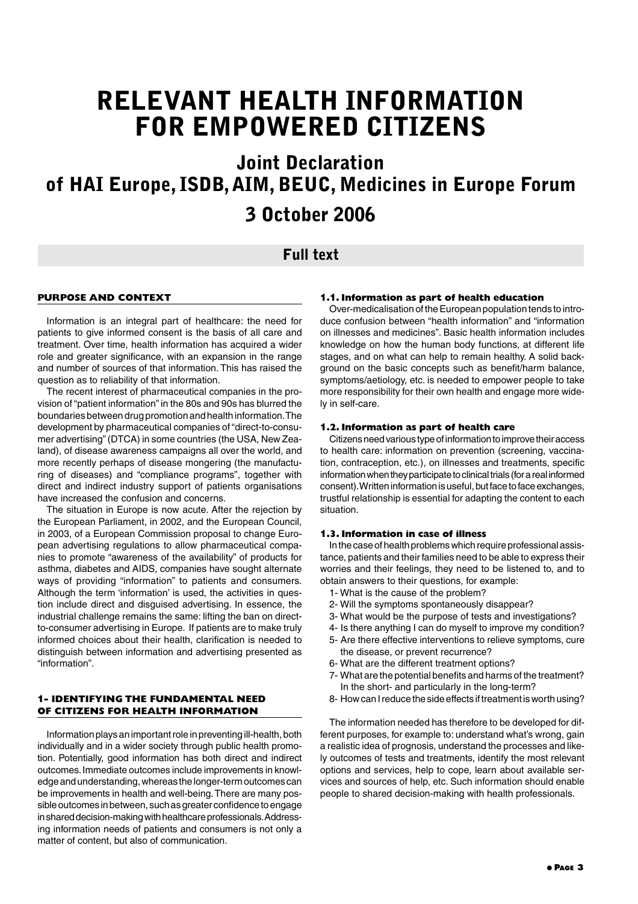# RELEVANT HEALTH INFORMATION FOR EMPOWERED CITIZENS

## Joint Declaration of HAI Europe, ISDB, AIM, BEUC, Medicines in Europe Forum

## 3 October 2006

## Full text

### PURPOSE AND CONTEXT

Information is an integral part of healthcare: the need for patients to give informed consent is the basis of all care and treatment. Over time, health information has acquired a wider role and greater significance, with an expansion in the range and number of sources of that information. This has raised the question as to reliability of that information.

The recent interest of pharmaceutical companies in the provision of "patient information" in the 80s and 90s has blurred the boundaries between drug promotion and health information. The development by pharmaceutical companies of "direct-to-consumer advertising" (DTCA) in some countries (the USA, New Zealand), of disease awareness campaigns all over the world, and more recently perhaps of disease mongering (the manufacturing of diseases) and "compliance programs", together with direct and indirect industry support of patients organisations have increased the confusion and concerns.

The situation in Europe is now acute. After the rejection by the European Parliament, in 2002, and the European Council, in 2003, of a European Commission proposal to change European advertising regulations to allow pharmaceutical companies to promote "awareness of the availability" of products for asthma, diabetes and AIDS, companies have sought alternate ways of providing "information" to patients and consumers. Although the term 'information' is used, the activities in question include direct and disguised advertising. In essence, the industrial challenge remains the same: lifting the ban on direct-to-consumer advertising in Europe. If patients are to make truly informed choices about their health, clarification is needed to distinguish between information and advertising presented as "information".

### 1- IDENTIFYING THE FUNDAMENTAL NEED OF CITIZENS FOR HEALTH INFORMATION

Information plays an important role in preventing ill-health, both individually and in a wider society through public health promotion. Potentially, good information has both direct and indirect outcomes. Immediate outcomes include improvements in knowledge and understanding, whereas the longer-term outcomes can be improvements in health and well-being. There are many possible outcomes in between, such as greater confidence to engage in shared decision-making with healthcare professionals. Addressing information needs of patients and consumers is not only a matter of content, but also of communication.

#### 1.1. Information as part of health education

Over-medicalisation of the European population tends to introduce confusion between "health information" and "information on illnesses and medicines". Basic health information includes knowledge on how the human body functions, at different life stages, and on what can help to remain healthy. A solid background on the basic concepts such as benefit/harm balance, symptoms/aetiology, etc. is needed to empower people to take more responsibility for their own health and engage more widely in self-care.

#### 1.2. Information as part of health care

Citizens need various type of information to improve their access to health care: information on prevention (screening, vaccination, contraception, etc.), on illnesses and treatments, specific information when they participate to clinical trials (for a real informed consent). Written information is useful, but face to face exchanges, trustful relationship is essential for adapting the content to each situation.

#### 1.3. Information in case of illness

In the case of health problems which require professional assistance, patients and their families need to be able to express their worries and their feelings, they need to be listened to, and to obtain answers to their questions, for example:

1- What is the cause of the problem?
2- Will the symptoms spontaneously disappear?
3- What would be the purpose of tests and investigations?
4- Is there anything I can do myself to improve my condition?
5- Are there effective interventions to relieve symptoms, cure the disease, or prevent recurrence?
6- What are the different treatment options?
7- What are the potential benefits and harms of the treatment? In the short- and particularly in the long-term?
8- How can I reduce the side effects if treatment is worth using?

The information needed has therefore to be developed for different purposes, for example to: understand what's wrong, gain a realistic idea of prognosis, understand the processes and likely outcomes of tests and treatments, identify the most relevant options and services, help to cope, learn about available services and sources of help, etc. Such information should enable people to shared decision-making with health professionals.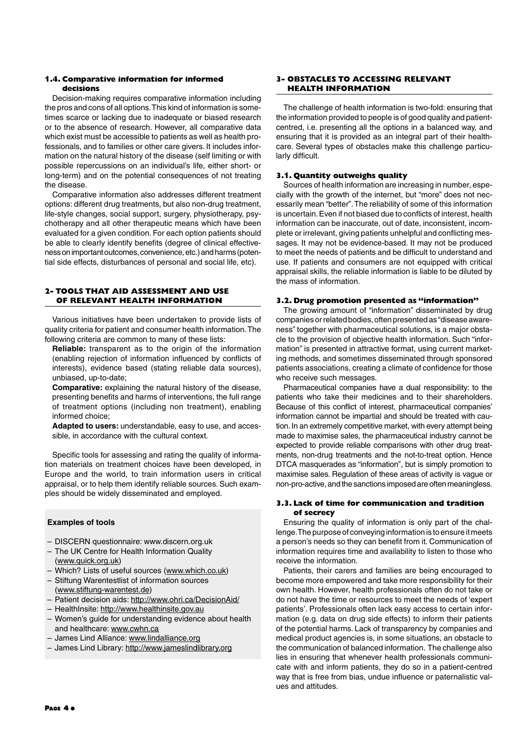### 1.4. Comparative information for informed decisions

Decision-making requires comparative information including the pros and cons of all options. This kind of information is sometimes scarce or lacking due to inadequate or biased research or to the absence of research. However, all comparative data which exist must be accessible to patients as well as health professionals, and to families or other care givers. It includes information on the natural history of the disease (self limiting or with possible repercussions on an individual's life, either short- or long-term) and on the potential consequences of not treating the disease.

Comparative information also addresses different treatment options: different drug treatments, but also non-drug treatment, life-style changes, social support, surgery, physiotherapy, psychotherapy and all other therapeutic means which have been evaluated for a given condition. For each option patients should be able to clearly identify benefits (degree of clinical effectiveness on important outcomes, convenience, etc.) and harms (potential side effects, disturbances of personal and social life, etc).

## 2- TOOLS THAT AID ASSESSMENT AND USE OF RELEVANT HEALTH INFORMATION

Various initiatives have been undertaken to provide lists of quality criteria for patient and consumer health information. The following criteria are common to many of these lists:

**Reliable:** transparent as to the origin of the information (enabling rejection of information influenced by conflicts of interests), evidence based (stating reliable data sources), unbiased, up-to-date;

**Comparative:** explaining the natural history of the disease, presenting benefits and harms of interventions, the full range of treatment options (including non treatment), enabling informed choice;

**Adapted to users:** understandable, easy to use, and accessible, in accordance with the cultural context.

Specific tools for assessing and rating the quality of information materials on treatment choices have been developed, in Europe and the world, to train information users in critical appraisal, or to help them identify reliable sources. Such examples should be widely disseminated and employed.

**Examples of tools**

- DISCERN questionnaire: www.discern.org.uk
- The UK Centre for Health Information Quality (www.quick.org.uk)
- Which? Lists of useful sources (www.which.co.uk)
- Stiftung Warentestlist of information sources (www.stiftung-warentest.de)
- Patient decision aids: http://www.ohri.ca/DecisionAid/
- HealthInsite: http://www.healthinsite.gov.au
- Women's guide for understanding evidence about health and healthcare: www.cwhn.ca
- James Lind Alliance: www.lindalliance.org
- James Lind Library: http://www.jameslindlibrary.org

## 3- OBSTACLES TO ACCESSING RELEVANT HEALTH INFORMATION

The challenge of health information is two-fold: ensuring that the information provided to people is of good quality and patient-centred, i.e. presenting all the options in a balanced way, and ensuring that it is provided as an integral part of their healthcare. Several types of obstacles make this challenge particularly difficult.

### 3.1. Quantity outweighs quality

Sources of health information are increasing in number, especially with the growth of the internet, but "more" does not necessarily mean "better". The reliability of some of this information is uncertain. Even if not biased due to conflicts of interest, health information can be inaccurate, out of date, inconsistent, incomplete or irrelevant, giving patients unhelpful and conflicting messages. It may not be evidence-based. It may not be produced to meet the needs of patients and be difficult to understand and use. If patients and consumers are not equipped with critical appraisal skills, the reliable information is liable to be diluted by the mass of information.

### 3.2. Drug promotion presented as "information"

The growing amount of "information" disseminated by drug companies or related bodies, often presented as "disease awareness" together with pharmaceutical solutions, is a major obstacle to the provision of objective health information. Such "information" is presented in attractive format, using current marketing methods, and sometimes disseminated through sponsored patients associations, creating a climate of confidence for those who receive such messages.

Pharmaceutical companies have a dual responsibility: to the patients who take their medicines and to their shareholders. Because of this conflict of interest, pharmaceutical companies' information cannot be impartial and should be treated with caution. In an extremely competitive market, with every attempt being made to maximise sales, the pharmaceutical industry cannot be expected to provide reliable comparisons with other drug treatments, non-drug treatments and the not-to-treat option. Hence DTCA masquerades as "information", but is simply promotion to maximise sales. Regulation of these areas of activity is vague or non-pro-active, and the sanctions imposed are often meaningless.

### 3.3. Lack of time for communication and tradition of secrecy

Ensuring the quality of information is only part of the challenge. The purpose of conveying information is to ensure it meets a person's needs so they can benefit from it. Communication of information requires time and availability to listen to those who receive the information.

Patients, their carers and families are being encouraged to become more empowered and take more responsibility for their own health. However, health professionals often do not take or do not have the time or resources to meet the needs of 'expert patients'. Professionals often lack easy access to certain information (e.g. data on drug side effects) to inform their patients of the potential harms. Lack of transparency by companies and medical product agencies is, in some situations, an obstacle to the communication of balanced information. The challenge also lies in ensuring that whenever health professionals communicate with and inform patients, they do so in a patient-centred way that is free from bias, undue influence or paternalistic values and attitudes.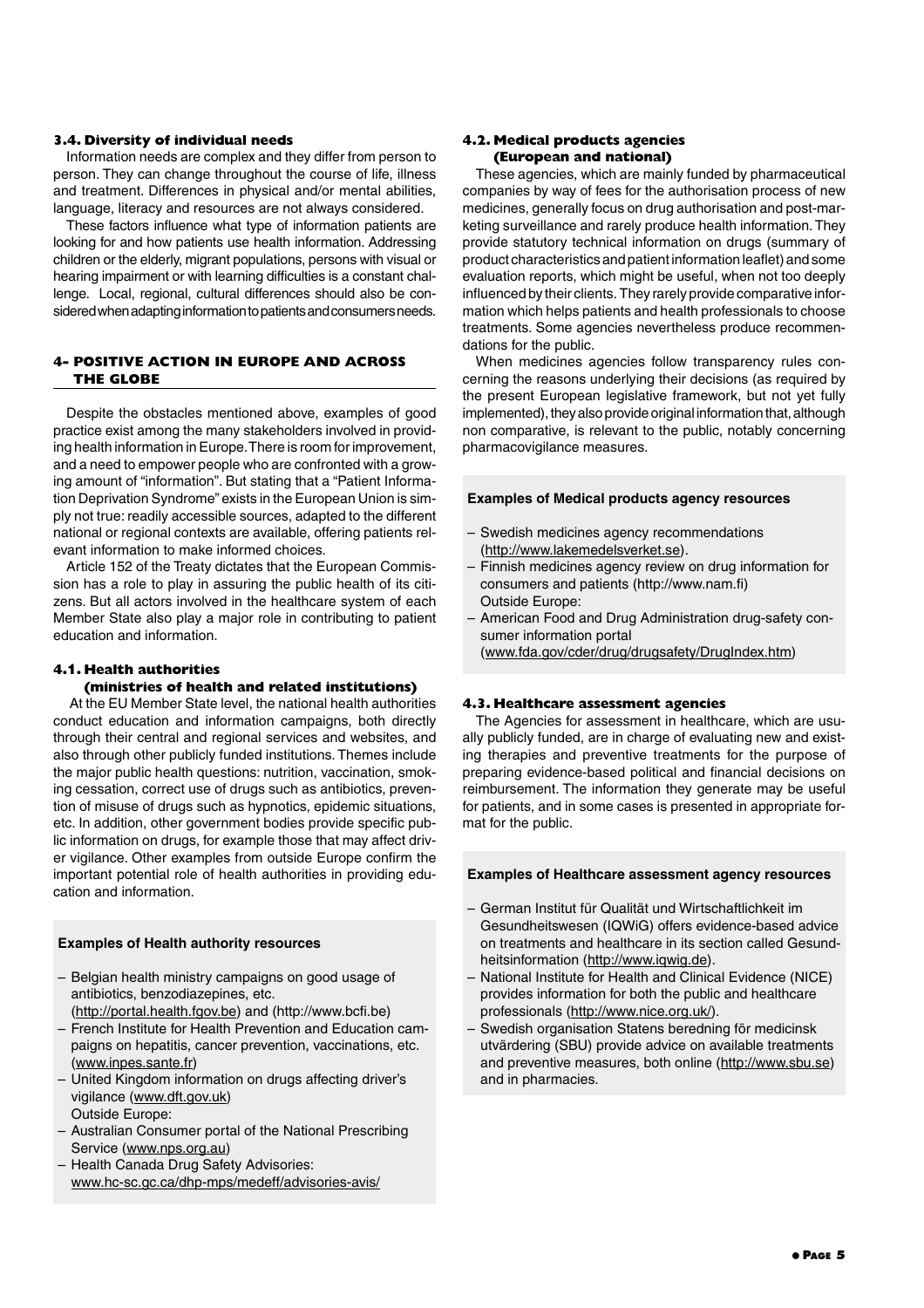### 3.4. Diversity of individual needs

Information needs are complex and they differ from person to person. They can change throughout the course of life, illness and treatment. Differences in physical and/or mental abilities, language, literacy and resources are not always considered.

These factors influence what type of information patients are looking for and how patients use health information. Addressing children or the elderly, migrant populations, persons with visual or hearing impairment or with learning difficulties is a constant challenge. Local, regional, cultural differences should also be considered when adapting information to patients and consumers needs.

## 4- POSITIVE ACTION IN EUROPE AND ACROSS THE GLOBE

Despite the obstacles mentioned above, examples of good practice exist among the many stakeholders involved in providing health information in Europe. There is room for improvement, and a need to empower people who are confronted with a growing amount of "information". But stating that a "Patient Information Deprivation Syndrome" exists in the European Union is simply not true: readily accessible sources, adapted to the different national or regional contexts are available, offering patients relevant information to make informed choices.

Article 152 of the Treaty dictates that the European Commission has a role to play in assuring the public health of its citizens. But all actors involved in the healthcare system of each Member State also play a major role in contributing to patient education and information.

### 4.1. Health authorities (ministries of health and related institutions)

At the EU Member State level, the national health authorities conduct education and information campaigns, both directly through their central and regional services and websites, and also through other publicly funded institutions. Themes include the major public health questions: nutrition, vaccination, smoking cessation, correct use of drugs such as antibiotics, prevention of misuse of drugs such as hypnotics, epidemic situations, etc. In addition, other government bodies provide specific public information on drugs, for example those that may affect driver vigilance. Other examples from outside Europe confirm the important potential role of health authorities in providing education and information.

**Examples of Health authority resources**

- Belgian health ministry campaigns on good usage of antibiotics, benzodiazepines, etc. (http://portal.health.fgov.be) and (http://www.bcfi.be)
- French Institute for Health Prevention and Education campaigns on hepatitis, cancer prevention, vaccinations, etc. (www.inpes.sante.fr)
- United Kingdom information on drugs affecting driver's vigilance (www.dft.gov.uk)

Outside Europe:

- Australian Consumer portal of the National Prescribing Service (www.nps.org.au)
- Health Canada Drug Safety Advisories: www.hc-sc.gc.ca/dhp-mps/medeff/advisories-avis/

### 4.2. Medical products agencies (European and national)

These agencies, which are mainly funded by pharmaceutical companies by way of fees for the authorisation process of new medicines, generally focus on drug authorisation and post-marketing surveillance and rarely produce health information. They provide statutory technical information on drugs (summary of product characteristics and patient information leaflet) and some evaluation reports, which might be useful, when not too deeply influenced by their clients. They rarely provide comparative information which helps patients and health professionals to choose treatments. Some agencies nevertheless produce recommendations for the public.

When medicines agencies follow transparency rules concerning the reasons underlying their decisions (as required by the present European legislative framework, but not yet fully implemented), they also provide original information that, although non comparative, is relevant to the public, notably concerning pharmacovigilance measures.

**Examples of Medical products agency resources**

- Swedish medicines agency recommendations (http://www.lakemedelsverket.se).
- Finnish medicines agency review on drug information for consumers and patients (http://www.nam.fi)

Outside Europe:

- American Food and Drug Administration drug-safety consumer information portal (www.fda.gov/cder/drug/drugsafety/DrugIndex.htm)

### 4.3. Healthcare assessment agencies

The Agencies for assessment in healthcare, which are usually publicly funded, are in charge of evaluating new and existing therapies and preventive treatments for the purpose of preparing evidence-based political and financial decisions on reimbursement. The information they generate may be useful for patients, and in some cases is presented in appropriate format for the public.

**Examples of Healthcare assessment agency resources**

- German Institut für Qualität und Wirtschaftlichkeit im Gesundheitswesen (IQWiG) offers evidence-based advice on treatments and healthcare in its section called Gesundheitsinformation (http://www.iqwig.de).
- National Institute for Health and Clinical Evidence (NICE) provides information for both the public and healthcare professionals (http://www.nice.org.uk/).
- Swedish organisation Statens beredning för medicinsk utvärdering (SBU) provide advice on available treatments and preventive measures, both online (http://www.sbu.se) and in pharmacies.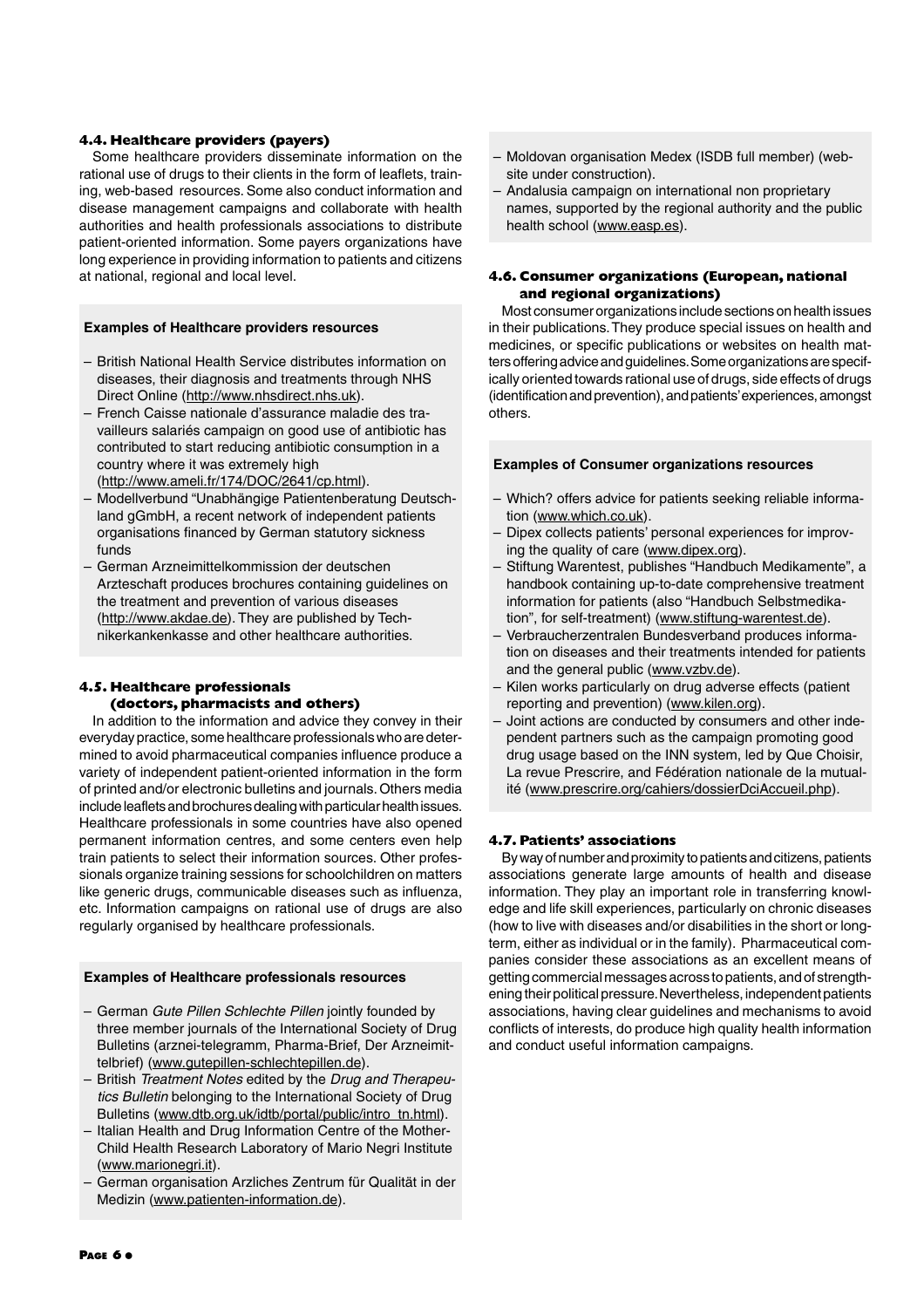### 4.4. Healthcare providers (payers)

Some healthcare providers disseminate information on the rational use of drugs to their clients in the form of leaflets, training, web-based resources. Some also conduct information and disease management campaigns and collaborate with health authorities and health professionals associations to distribute patient-oriented information. Some payers organizations have long experience in providing information to patients and citizens at national, regional and local level.

**Examples of Healthcare providers resources**

- British National Health Service distributes information on diseases, their diagnosis and treatments through NHS Direct Online (http://www.nhsdirect.nhs.uk).
- French Caisse nationale d'assurance maladie des travailleurs salariés campaign on good use of antibiotic has contributed to start reducing antibiotic consumption in a country where it was extremely high (http://www.ameli.fr/174/DOC/2641/cp.html).
- Modellverbund "Unabhängige Patientenberatung Deutschland gGmbH, a recent network of independent patients organisations financed by German statutory sickness funds
- German Arzneimittelkommission der deutschen Arzteschaft produces brochures containing guidelines on the treatment and prevention of various diseases (http://www.akdae.de). They are published by Technikerkankenkasse and other healthcare authorities.

### 4.5. Healthcare professionals (doctors, pharmacists and others)

In addition to the information and advice they convey in their everyday practice, some healthcare professionals who are determined to avoid pharmaceutical companies influence produce a variety of independent patient-oriented information in the form of printed and/or electronic bulletins and journals. Others media include leaflets and brochures dealing with particular health issues. Healthcare professionals in some countries have also opened permanent information centres, and some centers even help train patients to select their information sources. Other professionals organize training sessions for schoolchildren on matters like generic drugs, communicable diseases such as influenza, etc. Information campaigns on rational use of drugs are also regularly organised by healthcare professionals.

**Examples of Healthcare professionals resources**

- German *Gute Pillen Schlechte Pillen* jointly founded by three member journals of the International Society of Drug Bulletins (arznei-telegramm, Pharma-Brief, Der Arzneimittelbrief) (www.gutepillen-schlechtepillen.de).
- British *Treatment Notes* edited by the *Drug and Therapeutics Bulletin* belonging to the International Society of Drug Bulletins (www.dtb.org.uk/idtb/portal/public/intro_tn.html).
- Italian Health and Drug Information Centre of the Mother-Child Health Research Laboratory of Mario Negri Institute (www.marionegri.it).
- German organisation Arzliches Zentrum für Qualität in der Medizin (www.patienten-information.de).
- Moldovan organisation Medex (ISDB full member) (website under construction).
- Andalusia campaign on international non proprietary names, supported by the regional authority and the public health school (www.easp.es).

### 4.6. Consumer organizations (European, national and regional organizations)

Most consumer organizations include sections on health issues in their publications. They produce special issues on health and medicines, or specific publications or websites on health matters offering advice and guidelines. Some organizations are specifically oriented towards rational use of drugs, side effects of drugs (identification and prevention), and patients' experiences, amongst others.

**Examples of Consumer organizations resources**

- Which? offers advice for patients seeking reliable information (www.which.co.uk).
- Dipex collects patients' personal experiences for improving the quality of care (www.dipex.org).
- Stiftung Warentest, publishes "Handbuch Medikamente", a handbook containing up-to-date comprehensive treatment information for patients (also "Handbuch Selbstmedikation", for self-treatment) (www.stiftung-warentest.de).
- Verbraucherzentralen Bundesverband produces information on diseases and their treatments intended for patients and the general public (www.vzbv.de).
- Kilen works particularly on drug adverse effects (patient reporting and prevention) (www.kilen.org).
- Joint actions are conducted by consumers and other independent partners such as the campaign promoting good drug usage based on the INN system, led by Que Choisir, La revue Prescrire, and Fédération nationale de la mutualité (www.prescrire.org/cahiers/dossierDciAccueil.php).

### 4.7. Patients' associations

By way of number and proximity to patients and citizens, patients associations generate large amounts of health and disease information. They play an important role in transferring knowledge and life skill experiences, particularly on chronic diseases (how to live with diseases and/or disabilities in the short or long-term, either as individual or in the family). Pharmaceutical companies consider these associations as an excellent means of getting commercial messages across to patients, and of strengthening their political pressure. Nevertheless, independent patients associations, having clear guidelines and mechanisms to avoid conflicts of interests, do produce high quality health information and conduct useful information campaigns.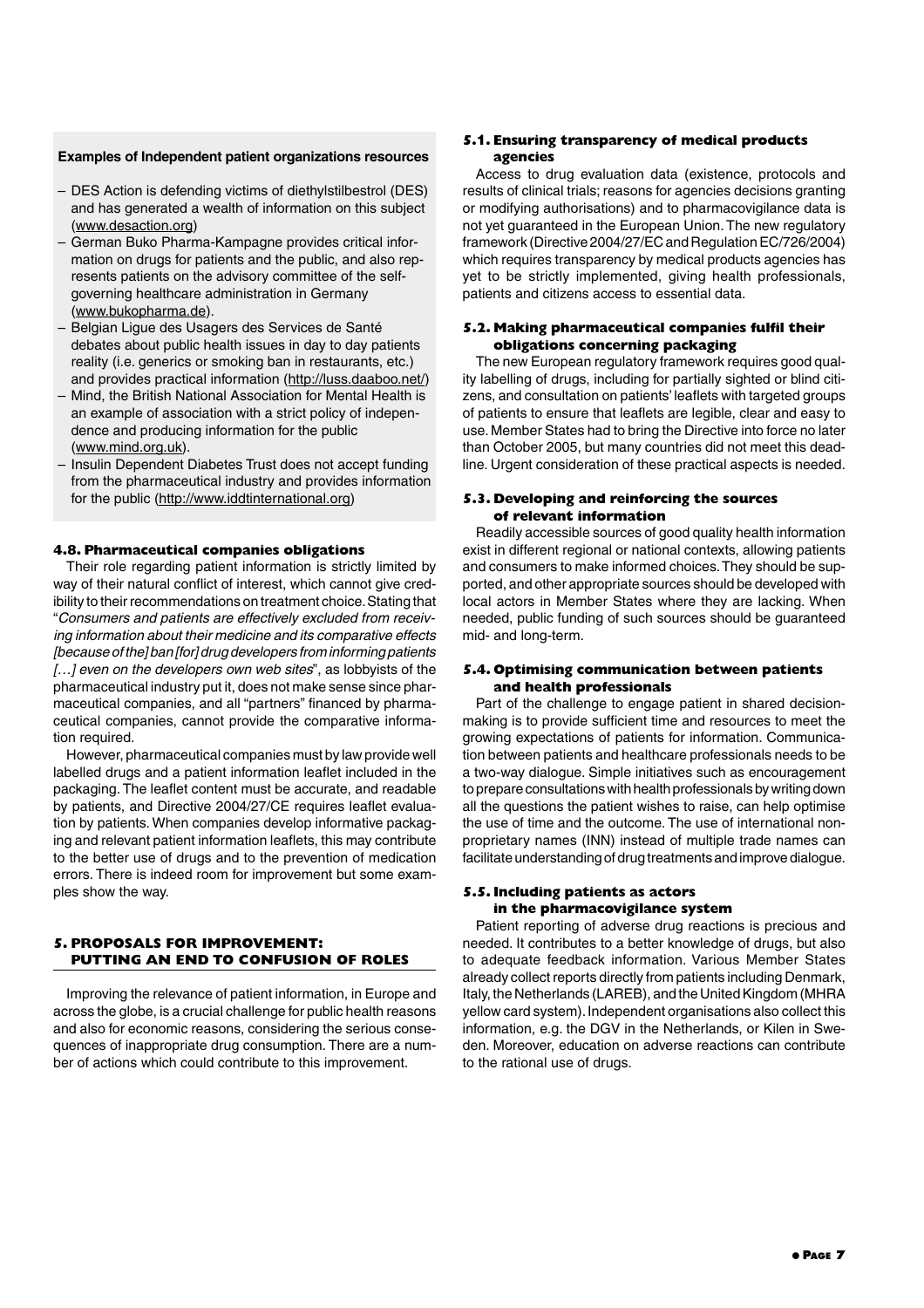**Examples of Independent patient organizations resources**

- DES Action is defending victims of diethylstilbestrol (DES) and has generated a wealth of information on this subject (www.desaction.org)
- German Buko Pharma-Kampagne provides critical information on drugs for patients and the public, and also represents patients on the advisory committee of the self-governing healthcare administration in Germany (www.bukopharma.de).
- Belgian Ligue des Usagers des Services de Santé debates about public health issues in day to day patients reality (i.e. generics or smoking ban in restaurants, etc.) and provides practical information (http://luss.daaboo.net/)
- Mind, the British National Association for Mental Health is an example of association with a strict policy of independence and producing information for the public (www.mind.org.uk).
- Insulin Dependent Diabetes Trust does not accept funding from the pharmaceutical industry and provides information for the public (http://www.iddtinternational.org)

### 4.8. Pharmaceutical companies obligations

Their role regarding patient information is strictly limited by way of their natural conflict of interest, which cannot give credibility to their recommendations on treatment choice. Stating that "*Consumers and patients are effectively excluded from receiving information about their medicine and its comparative effects [because of the] ban [for] drug developers from informing patients […] even on the developers own web sites*", as lobbyists of the pharmaceutical industry put it, does not make sense since pharmaceutical companies, and all "partners" financed by pharmaceutical companies, cannot provide the comparative information required.

However, pharmaceutical companies must by law provide well labelled drugs and a patient information leaflet included in the packaging. The leaflet content must be accurate, and readable by patients, and Directive 2004/27/CE requires leaflet evaluation by patients. When companies develop informative packaging and relevant patient information leaflets, this may contribute to the better use of drugs and to the prevention of medication errors. There is indeed room for improvement but some examples show the way.

## 5. PROPOSALS FOR IMPROVEMENT: PUTTING AN END TO CONFUSION OF ROLES

Improving the relevance of patient information, in Europe and across the globe, is a crucial challenge for public health reasons and also for economic reasons, considering the serious consequences of inappropriate drug consumption. There are a number of actions which could contribute to this improvement.

### 5.1. Ensuring transparency of medical products agencies

Access to drug evaluation data (existence, protocols and results of clinical trials; reasons for agencies decisions granting or modifying authorisations) and to pharmacovigilance data is not yet guaranteed in the European Union. The new regulatory framework (Directive 2004/27/EC and Regulation EC/726/2004) which requires transparency by medical products agencies has yet to be strictly implemented, giving health professionals, patients and citizens access to essential data.

### 5.2. Making pharmaceutical companies fulfil their obligations concerning packaging

The new European regulatory framework requires good quality labelling of drugs, including for partially sighted or blind citizens, and consultation on patients' leaflets with targeted groups of patients to ensure that leaflets are legible, clear and easy to use. Member States had to bring the Directive into force no later than October 2005, but many countries did not meet this deadline. Urgent consideration of these practical aspects is needed.

### 5.3. Developing and reinforcing the sources of relevant information

Readily accessible sources of good quality health information exist in different regional or national contexts, allowing patients and consumers to make informed choices. They should be supported, and other appropriate sources should be developed with local actors in Member States where they are lacking. When needed, public funding of such sources should be guaranteed mid- and long-term.

### 5.4. Optimising communication between patients and health professionals

Part of the challenge to engage patient in shared decision-making is to provide sufficient time and resources to meet the growing expectations of patients for information. Communication between patients and healthcare professionals needs to be a two-way dialogue. Simple initiatives such as encouragement to prepare consultations with health professionals by writing down all the questions the patient wishes to raise, can help optimise the use of time and the outcome. The use of international non-proprietary names (INN) instead of multiple trade names can facilitate understanding of drug treatments and improve dialogue.

### 5.5. Including patients as actors in the pharmacovigilance system

Patient reporting of adverse drug reactions is precious and needed. It contributes to a better knowledge of drugs, but also to adequate feedback information. Various Member States already collect reports directly from patients including Denmark, Italy, the Netherlands (LAREB), and the United Kingdom (MHRA yellow card system). Independent organisations also collect this information, e.g. the DGV in the Netherlands, or Kilen in Sweden. Moreover, education on adverse reactions can contribute to the rational use of drugs.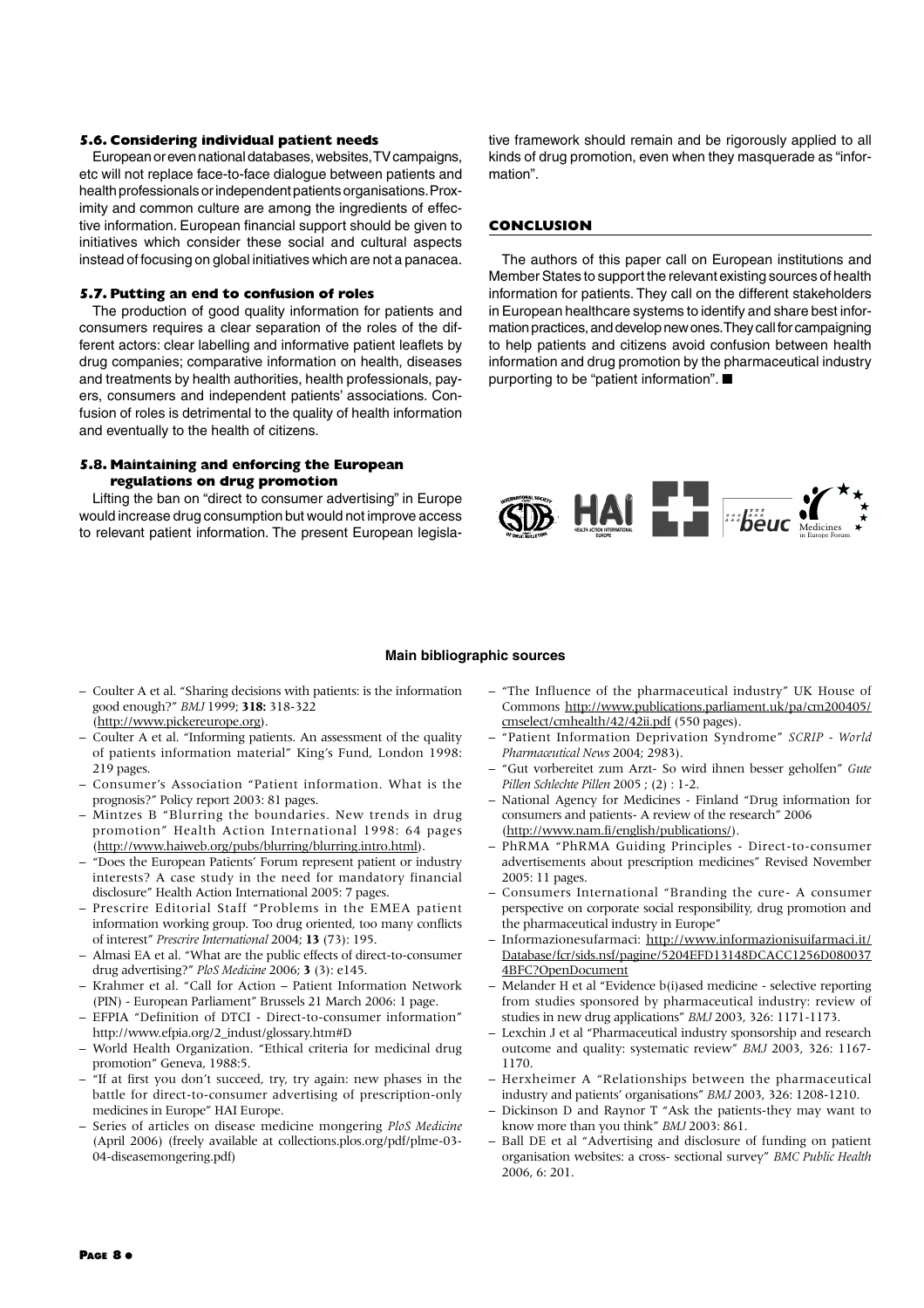### 5.6. Considering individual patient needs

European or even national databases, websites, TV campaigns, etc will not replace face-to-face dialogue between patients and health professionals or independent patients organisations. Proximity and common culture are among the ingredients of effective information. European financial support should be given to initiatives which consider these social and cultural aspects instead of focusing on global initiatives which are not a panacea.

### 5.7. Putting an end to confusion of roles

The production of good quality information for patients and consumers requires a clear separation of the roles of the different actors: clear labelling and informative patient leaflets by drug companies; comparative information on health, diseases and treatments by health authorities, health professionals, payers, consumers and independent patients' associations. Confusion of roles is detrimental to the quality of health information and eventually to the health of citizens.

### 5.8. Maintaining and enforcing the European regulations on drug promotion

Lifting the ban on "direct to consumer advertising" in Europe would increase drug consumption but would not improve access to relevant patient information. The present European legislative framework should remain and be rigorously applied to all kinds of drug promotion, even when they masquerade as "information".

## CONCLUSION

The authors of this paper call on European institutions and Member States to support the relevant existing sources of health information for patients. They call on the different stakeholders in European healthcare systems to identify and share best information practices, and develop new ones. They call for campaigning to help patients and citizens avoid confusion between health information and drug promotion by the pharmaceutical industry purporting to be "patient information". ■

### Main bibliographic sources

- Coulter A et al. "Sharing decisions with patients: is the information good enough?" *BMJ* 1999; **318:** 318-322 (http://www.pickereurope.org).
- Coulter A et al. "Informing patients. An assessment of the quality of patients information material" King's Fund, London 1998: 219 pages.
- Consumer's Association "Patient information. What is the prognosis?" Policy report 2003: 81 pages.
- Mintzes B "Blurring the boundaries. New trends in drug promotion" Health Action International 1998: 64 pages (http://www.haiweb.org/pubs/blurring/blurring.intro.html).
- "Does the European Patients' Forum represent patient or industry interests? A case study in the need for mandatory financial disclosure" Health Action International 2005: 7 pages.
- Prescrire Editorial Staff "Problems in the EMEA patient information working group. Too drug oriented, too many conflicts of interest" *Prescrire International* 2004; **13** (73): 195.
- Almasi EA et al. "What are the public effects of direct-to-consumer drug advertising?" *PloS Medicine* 2006; **3** (3): e145.
- Krahmer et al. "Call for Action – Patient Information Network (PIN) - European Parliament" Brussels 21 March 2006: 1 page.
- EFPIA "Definition of DTCI - Direct-to-consumer information" http://www.efpia.org/2_indust/glossary.htm#D
- World Health Organization. "Ethical criteria for medicinal drug promotion" Geneva, 1988:5.
- "If at first you don't succeed, try, try again: new phases in the battle for direct-to-consumer advertising of prescription-only medicines in Europe" HAI Europe.
- Series of articles on disease medicine mongering *PloS Medicine* (April 2006) (freely available at collections.plos.org/pdf/plme-03-04-diseasemongering.pdf)
- "The Influence of the pharmaceutical industry" UK House of Commons http://www.publications.parliament.uk/pa/cm200405/cmselect/cmhealth/42/42ii.pdf (550 pages).
- "Patient Information Deprivation Syndrome" *SCRIP - World Pharmaceutical News* 2004; 2983).
- "Gut vorbereitet zum Arzt- So wird ihnen besser geholfen" *Gute Pillen Schlechte Pillen* 2005 ; (2) : 1-2.
- National Agency for Medicines - Finland "Drug information for consumers and patients- A review of the research" 2006 (http://www.nam.fi/english/publications/).
- PhRMA "PhRMA Guiding Principles - Direct-to-consumer advertisements about prescription medicines" Revised November 2005: 11 pages.
- Consumers International "Branding the cure- A consumer perspective on corporate social responsibility, drug promotion and the pharmaceutical industry in Europe"
- Informazionesufarmaci: http://www.informazionisuifarmaci.it/Database/fcr/sids.nsf/pagine/5204EFD13148DCACC1256D0800374BFC?OpenDocument
- Melander H et al "Evidence b(i)ased medicine - selective reporting from studies sponsored by pharmaceutical industry: review of studies in new drug applications" *BMJ* 2003, 326: 1171-1173.
- Lexchin J et al "Pharmaceutical industry sponsorship and research outcome and quality: systematic review" *BMJ* 2003, 326: 1167-1170.
- Herxheimer A "Relationships between the pharmaceutical industry and patients' organisations" *BMJ* 2003, 326: 1208-1210.
- Dickinson D and Raynor T "Ask the patients-they may want to know more than you think" *BMJ* 2003: 861.
- Ball DE et al "Advertising and disclosure of funding on patient organisation websites: a cross- sectional survey" *BMC Public Health* 2006, 6: 201.